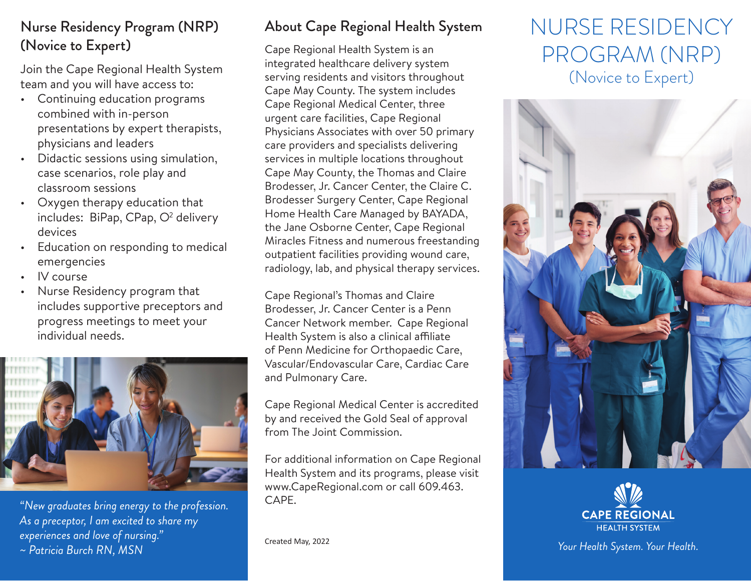## Nurse Residency Program (NRP) (Novice to Expert)

Join the Cape Regional Health System team and you will have access to:

- Continuing education programs combined with in-person presentations by expert therapists, physicians and leaders
- Didactic sessions using simulation, case scenarios, role play and classroom sessions
- Oxygen therapy education that includes: BiPap, CPap, $O^2$ delivery devices
- Education on responding to medical emergencies
- IV course
- Nurse Residency program that includes supportive preceptors and progress meetings to meet your individual needs.

*"New graduates bring energy to the profession. As a preceptor, I am excited to share my experiences and love of nursing."*
*~ Patricia Burch RN, MSN*

## About Cape Regional Health System

Cape Regional Health System is an integrated healthcare delivery system serving residents and visitors throughout Cape May County. The system includes Cape Regional Medical Center, three urgent care facilities, Cape Regional Physicians Associates with over 50 primary care providers and specialists delivering services in multiple locations throughout Cape May County, the Thomas and Claire Brodesser, Jr. Cancer Center, the Claire C. Brodesser Surgery Center, Cape Regional Home Health Care Managed by BAYADA, the Jane Osborne Center, Cape Regional Miracles Fitness and numerous freestanding outpatient facilities providing wound care, radiology, lab, and physical therapy services.

Cape Regional's Thomas and Claire Brodesser, Jr. Cancer Center is a Penn Cancer Network member. Cape Regional Health System is also a clinical affiliate of Penn Medicine for Orthopaedic Care, Vascular/Endovascular Care, Cardiac Care and Pulmonary Care.

Cape Regional Medical Center is accredited by and received the Gold Seal of approval from The Joint Commission.

For additional information on Cape Regional Health System and its programs, please visit www.CapeRegional.com or call 609.463. CAPE.

Created May, 2022

# NURSE RESIDENCY PROGRAM (NRP)

(Novice to Expert)

**CAPE REGIONAL**
HEALTH SYSTEM

*Your Health System. Your Health.*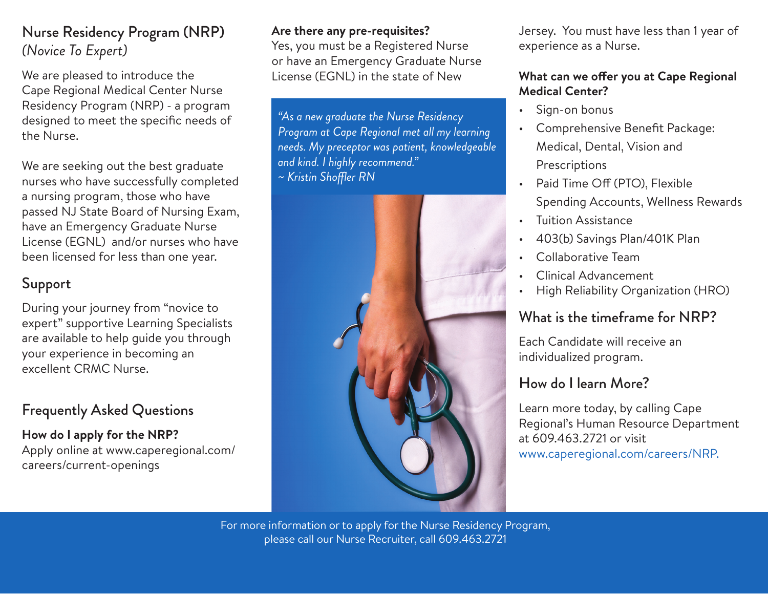## Nurse Residency Program (NRP)
*(Novice To Expert)*

We are pleased to introduce the Cape Regional Medical Center Nurse Residency Program (NRP) - a program designed to meet the specific needs of the Nurse.

We are seeking out the best graduate nurses who have successfully completed a nursing program, those who have passed NJ State Board of Nursing Exam, have an Emergency Graduate Nurse License (EGNL) and/or nurses who have been licensed for less than one year.

## Support

During your journey from "novice to expert" supportive Learning Specialists are available to help guide you through your experience in becoming an excellent CRMC Nurse.

## Frequently Asked Questions

**How do I apply for the NRP?**
Apply online at www.caperegional.com/careers/current-openings

**Are there any pre-requisites?**
Yes, you must be a Registered Nurse or have an Emergency Graduate Nurse License (EGNL) in the state of New Jersey. You must have less than 1 year of experience as a Nurse.

*"As a new graduate the Nurse Residency Program at Cape Regional met all my learning needs. My preceptor was patient, knowledgeable and kind. I highly recommend."*
*~ Kristin Shoffler RN*

**What can we offer you at Cape Regional Medical Center?**

- Sign-on bonus
- Comprehensive Benefit Package: Medical, Dental, Vision and Prescriptions
- Paid Time Off (PTO), Flexible Spending Accounts, Wellness Rewards
- Tuition Assistance
- 403(b) Savings Plan/401K Plan
- Collaborative Team
- Clinical Advancement
- High Reliability Organization (HRO)

## What is the timeframe for NRP?

Each Candidate will receive an individualized program.

## How do I learn More?

Learn more today, by calling Cape Regional's Human Resource Department at 609.463.2721 or visit www.caperegional.com/careers/NRP.

For more information or to apply for the Nurse Residency Program, please call our Nurse Recruiter, call 609.463.2721